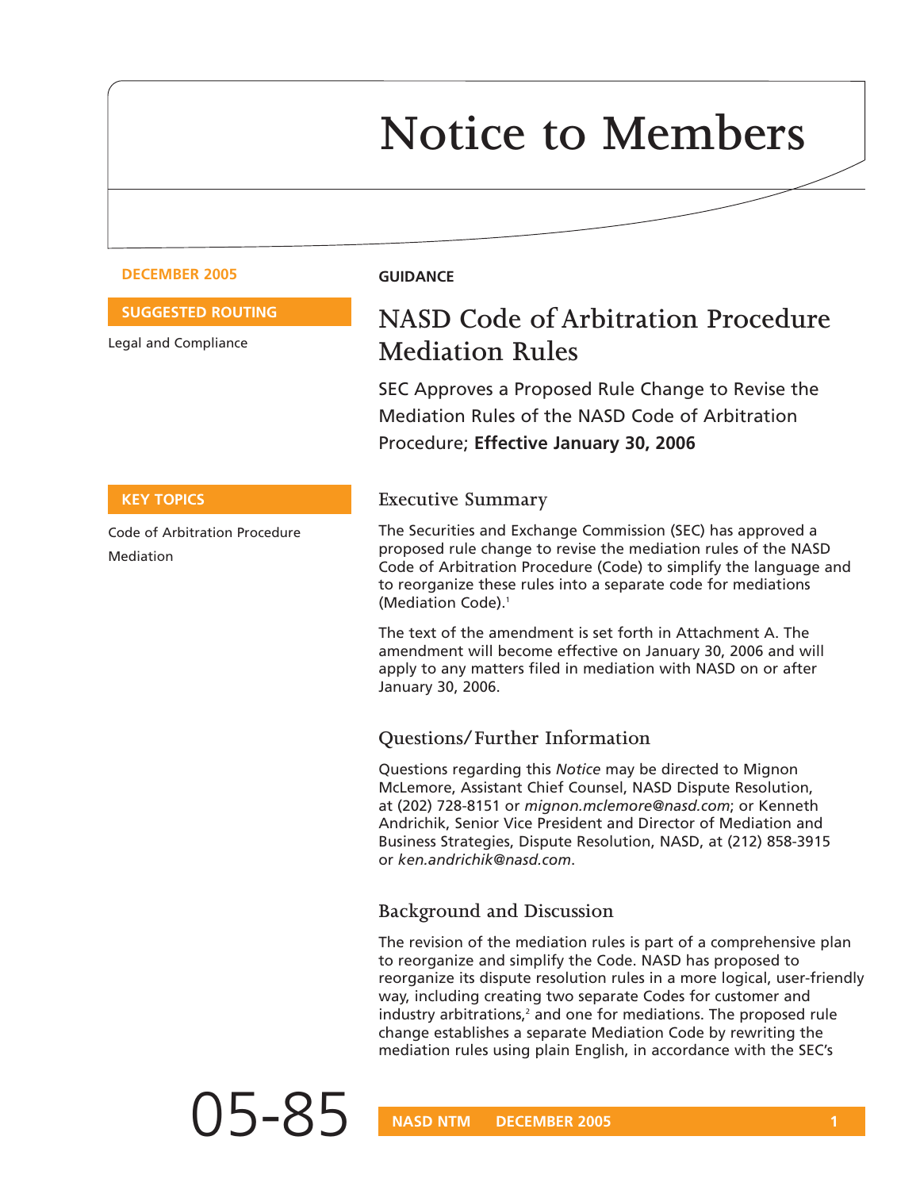# Notice to Members

**DECEMBER 2005**

**SUGGESTED ROUTING**

Legal and Compliance

**KEY TOPICS**

Code of Arbitration Procedure

Mediation

**GUIDANCE**

## NASD Code of Arbitration Procedure Mediation Rules

SEC Approves a Proposed Rule Change to Revise the Mediation Rules of the NASD Code of Arbitration Procedure; **Effective January 30, 2006**

### Executive Summary

The Securities and Exchange Commission (SEC) has approved a proposed rule change to revise the mediation rules of the NASD Code of Arbitration Procedure (Code) to simplify the language and to reorganize these rules into a separate code for mediations (Mediation Code).[1]

The text of the amendment is set forth in Attachment A. The amendment will become effective on January 30, 2006 and will apply to any matters filed in mediation with NASD on or after January 30, 2006.

### Questions/Further Information

Questions regarding this *Notice* may be directed to Mignon McLemore, Assistant Chief Counsel, NASD Dispute Resolution, at (202) 728-8151 or *mignon.mclemore@nasd.com*; or Kenneth Andrichik, Senior Vice President and Director of Mediation and Business Strategies, Dispute Resolution, NASD, at (212) 858-3915 or *ken.andrichik@nasd.com*.

### Background and Discussion

The revision of the mediation rules is part of a comprehensive plan to reorganize and simplify the Code. NASD has proposed to reorganize its dispute resolution rules in a more logical, user-friendly way, including creating two separate Codes for customer and industry arbitrations,[2] and one for mediations. The proposed rule change establishes a separate Mediation Code by rewriting the mediation rules using plain English, in accordance with the SEC's

05-85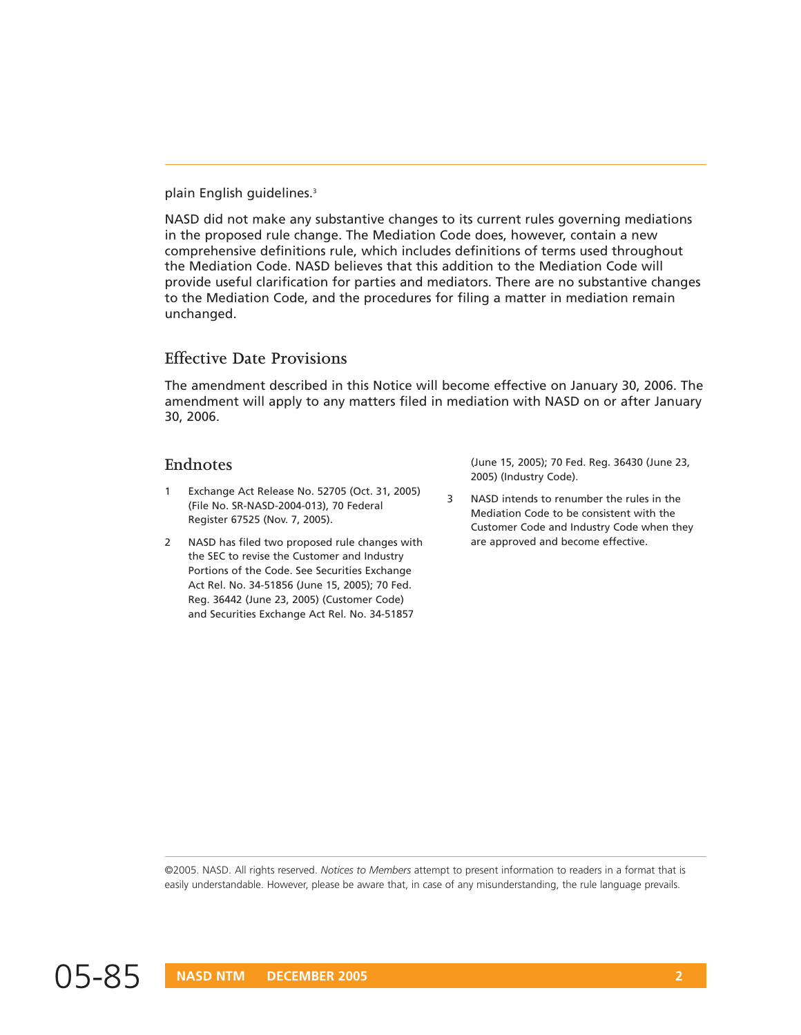plain English guidelines.[3]

NASD did not make any substantive changes to its current rules governing mediations in the proposed rule change. The Mediation Code does, however, contain a new comprehensive definitions rule, which includes definitions of terms used throughout the Mediation Code. NASD believes that this addition to the Mediation Code will provide useful clarification for parties and mediators. There are no substantive changes to the Mediation Code, and the procedures for filing a matter in mediation remain unchanged.

## Effective Date Provisions

The amendment described in this Notice will become effective on January 30, 2006. The amendment will apply to any matters filed in mediation with NASD on or after January 30, 2006.

## Endnotes

1. Exchange Act Release No. 52705 (Oct. 31, 2005) (File No. SR-NASD-2004-013), 70 Federal Register 67525 (Nov. 7, 2005).

2. NASD has filed two proposed rule changes with the SEC to revise the Customer and Industry Portions of the Code. See Securities Exchange Act Rel. No. 34-51856 (June 15, 2005); 70 Fed. Reg. 36442 (June 23, 2005) (Customer Code) and Securities Exchange Act Rel. No. 34-51857 (June 15, 2005); 70 Fed. Reg. 36430 (June 23, 2005) (Industry Code).

3. NASD intends to renumber the rules in the Mediation Code to be consistent with the Customer Code and Industry Code when they are approved and become effective.

©2005. NASD. All rights reserved. *Notices to Members* attempt to present information to readers in a format that is easily understandable. However, please be aware that, in case of any misunderstanding, the rule language prevails.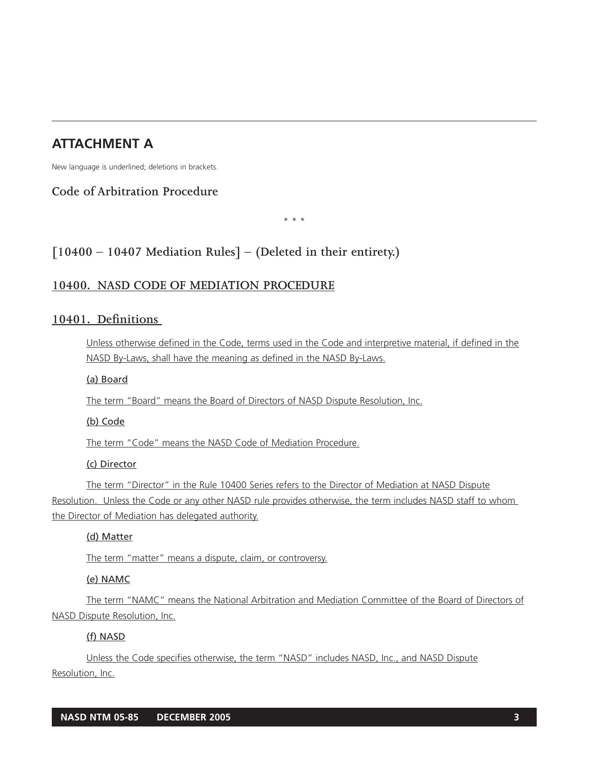## ATTACHMENT A

New language is underlined; deletions in brackets.

### Code of Arbitration Procure

\* \* \*

### [10400 – 10407 Mediation Rules] – (Deleted in their entirety.)

### <u>10400. NASD CODE OF MEDIATION PROCEDURE</u>

### <u>10401. Definitions</u>

<u>Unless otherwise defined in the Code, terms used in the Code and interpretive material, if defined in the NASD By-Laws, shall have the meaning as defined in the NASD By-Laws.</u>

<u>(a) Board</u>

<u>The term "Board" means the Board of Directors of NASD Dispute Resolution, Inc.</u>

<u>(b) Code</u>

<u>The term "Code" means the NASD Code of Mediation Procedure.</u>

<u>(c) Director</u>

<u>The term "Director" in the Rule 10400 Series refers to the Director of Mediation at NASD Dispute Resolution. Unless the Code or any other NASD rule provides otherwise, the term includes NASD staff to whom the Director of Mediation has delegated authority.</u>

<u>(d) Matter</u>

<u>The term "matter" means a dispute, claim, or controversy.</u>

<u>(e) NAMC</u>

<u>The term "NAMC" means the National Arbitration and Mediation Committee of the Board of Directors of NASD Dispute Resolution, Inc.</u>

<u>(f) NASD</u>

<u>Unless the Code specifies otherwise, the term "NASD" includes NASD, Inc., and NASD Dispute Resolution, Inc.</u>

## ATTACHMENT A

New language is underlined; deletions in brackets.

### Code of Arbitration Procedure

\* \* \*

### [10400 – 10407 Mediation Rules] – (Deleted in their entirety.)

### <u>10400. NASD CODE OF MEDIATION PROCEDURE</u>

### <u>10401. Definitions</u>

<u>Unless otherwise defined in the Code, terms used in the Code and interpretive material, if defined in the NASD By-Laws, shall have the meaning as defined in the NASD By-Laws.</u>

<u>(a) Board</u>

<u>The term "Board" means the Board of Directors of NASD Dispute Resolution, Inc.</u>

<u>(b) Code</u>

<u>The term "Code" means the NASD Code of Mediation Procedure.</u>

<u>(c) Director</u>

<u>The term "Director" in the Rule 10400 Series refers to the Director of Mediation at NASD Dispute Resolution. Unless the Code or any other NASD rule provides otherwise, the term includes NASD staff to whom the Director of Mediation has delegated authority.</u>

<u>(d) Matter</u>

<u>The term "matter" means a dispute, claim, or controversy.</u>

<u>(e) NAMC</u>

<u>The term "NAMC" means the National Arbitration and Mediation Committee of the Board of Directors of NASD Dispute Resolution, Inc.</u>

<u>(f) NASD</u>

<u>Unless the Code specifies otherwise, the term "NASD" includes NASD, Inc., and NASD Dispute Resolution, Inc.</u>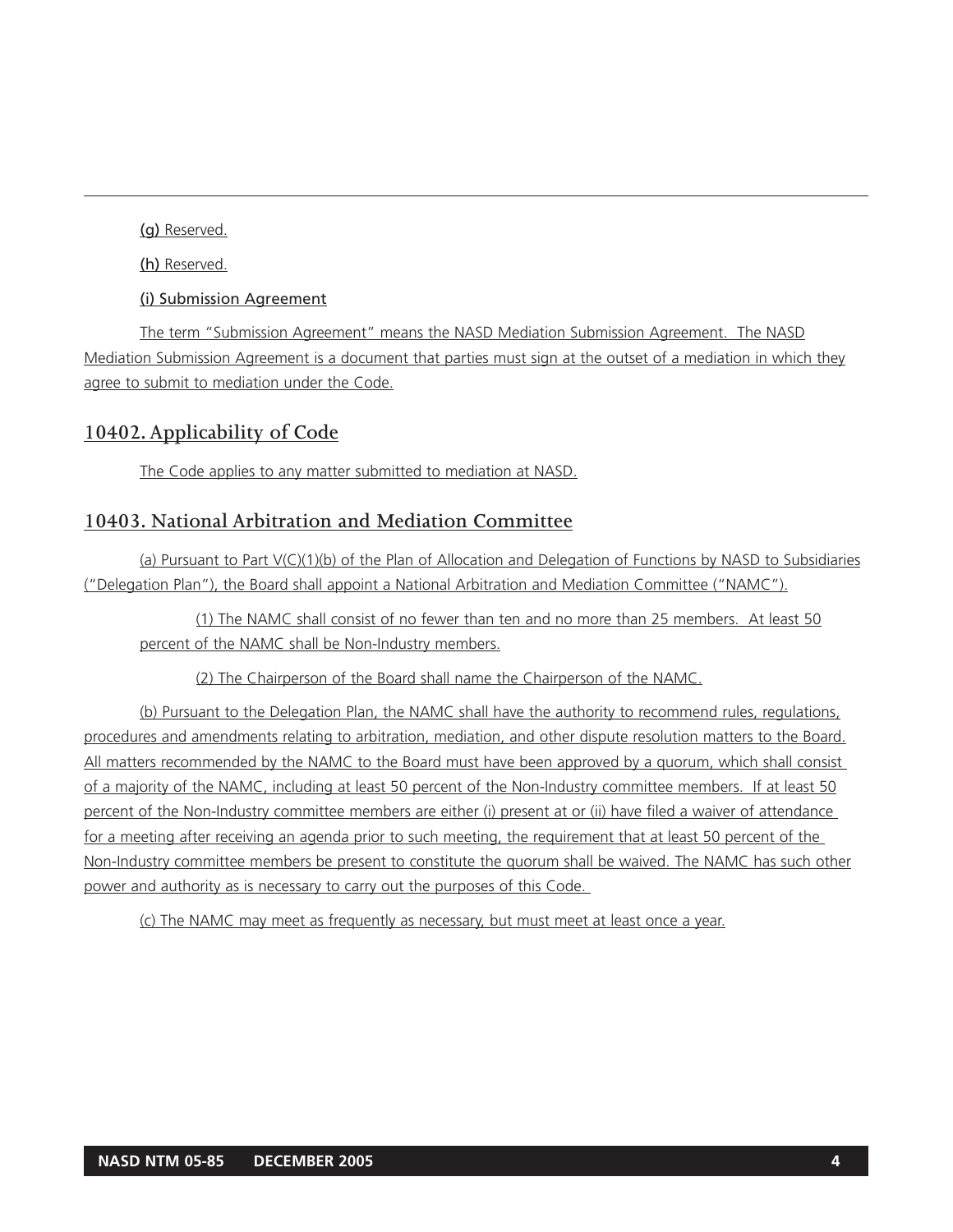(g) Reserved.

(h) Reserved.

(i) Submission Agreement

The term “Submission Agreement” means the NASD Mediation Submission Agreement. The NASD Mediation Submission Agreement is a document that parties must sign at the outset of a mediation in which they agree to submit to mediation under the Code.

## 10402. Applicability of Code

The Code applies to any matter submitted to mediation at NASD.

## 10403. National Arbitration and Mediation Committee

(a) Pursuant to Part V(C)(1)(b) of the Plan of Allocation and Delegation of Functions by NASD to Subsidiaries (“Delegation Plan”), the Board shall appoint a National Arbitration and Mediation Committee (“NAMC”).

(1) The NAMC shall consist of no fewer than ten and no more than 25 members. At least 50 percent of the NAMC shall be Non-Industry members.

(2) The Chairperson of the Board shall name the Chairperson of the NAMC.

(b) Pursuant to the Delegation Plan, the NAMC shall have the authority to recommend rules, regulations, procedures and amendments relating to arbitration, mediation, and other dispute resolution matters to the Board. All matters recommended by the NAMC to the Board must have been approved by a quorum, which shall consist of a majority of the NAMC, including at least 50 percent of the Non-Industry committee members. If at least 50 percent of the Non-Industry committee members are either (i) present at or (ii) have filed a waiver of attendance for a meeting after receiving an agenda prior to such meeting, the requirement that at least 50 percent of the Non-Industry committee members be present to constitute the quorum shall be waived. The NAMC has such other power and authority as is necessary to carry out the purposes of this Code.

(c) The NAMC may meet as frequently as necessary, but must meet at least once a year.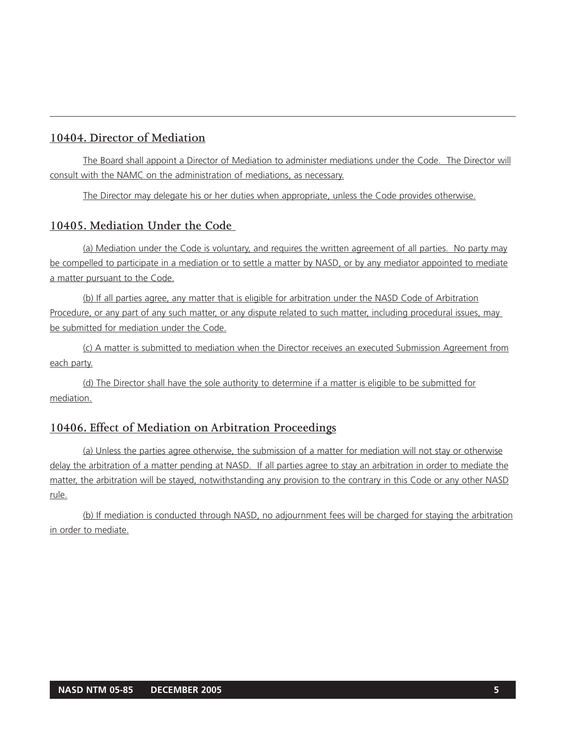## 10404. Director of Mediation

The Board shall appoint a Director of Mediation to administer mediations under the Code. The Director will consult with the NAMC on the administration of mediations, as necessary.

The Director may delegate his or her duties when appropriate, unless the Code provides otherwise.

## 10405. Mediation Under the Code

(a) Mediation under the Code is voluntary, and requires the written agreement of all parties. No party may be compelled to participate in a mediation or to settle a matter by NASD, or by any mediator appointed to mediate a matter pursuant to the Code.

(b) If all parties agree, any matter that is eligible for arbitration under the NASD Code of Arbitration Procedure, or any part of any such matter, or any dispute related to such matter, including procedural issues, may be submitted for mediation under the Code.

(c) A matter is submitted to mediation when the Director receives an executed Submission Agreement from each party.

(d) The Director shall have the sole authority to determine if a matter is eligible to be submitted for mediation.

## 10406. Effect of Mediation on Arbitration Proceedings

(a) Unless the parties agree otherwise, the submission of a matter for mediation will not stay or otherwise delay the arbitration of a matter pending at NASD. If all parties agree to stay an arbitration in order to mediate the matter, the arbitration will be stayed, notwithstanding any provision to the contrary in this Code or any other NASD rule.

(b) If mediation is conducted through NASD, no adjournment fees will be charged for staying the arbitration in order to mediate.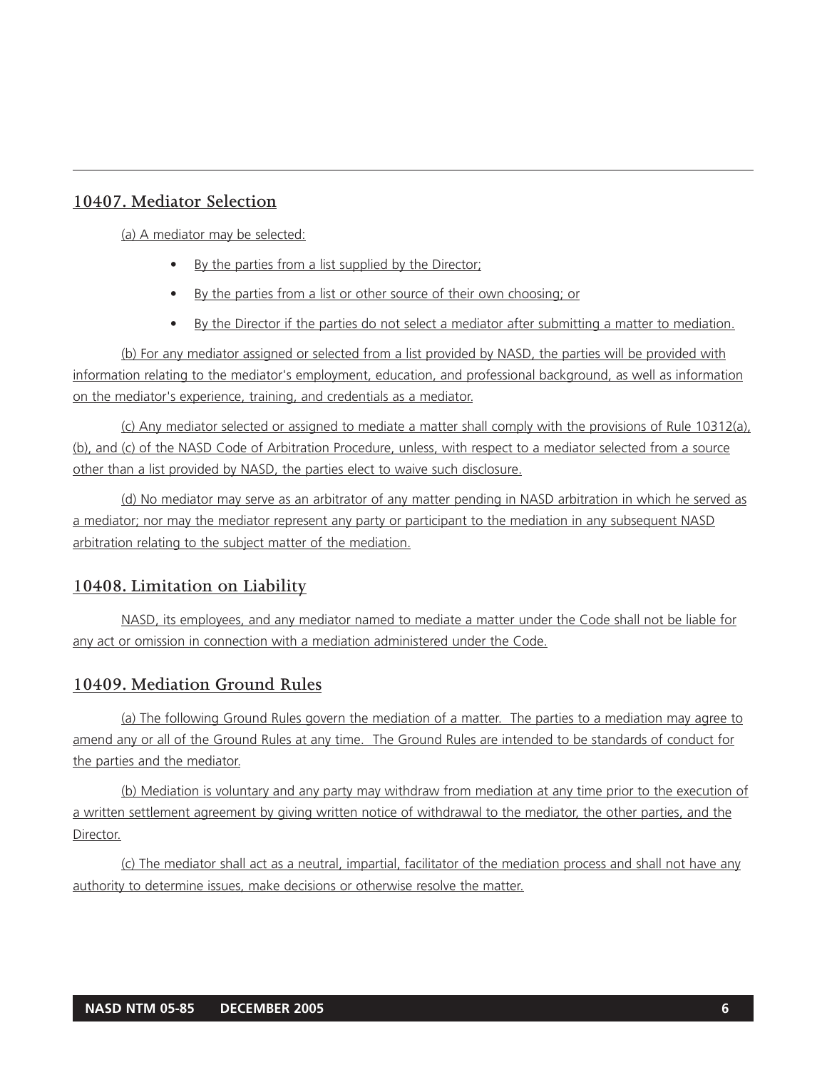## 10407. Mediator Selection

(a) A mediator may be selected:

- By the parties from a list supplied by the Director;
- By the parties from a list or other source of their own choosing; or
- By the Director if the parties do not select a mediator after submitting a matter to mediation.

(b) For any mediator assigned or selected from a list provided by NASD, the parties will be provided with information relating to the mediator's employment, education, and professional background, as well as information on the mediator's experience, training, and credentials as a mediator.

(c) Any mediator selected or assigned to mediate a matter shall comply with the provisions of Rule 10312(a), (b), and (c) of the NASD Code of Arbitration Procedure, unless, with respect to a mediator selected from a source other than a list provided by NASD, the parties elect to waive such disclosure.

(d) No mediator may serve as an arbitrator of any matter pending in NASD arbitration in which he served as a mediator; nor may the mediator represent any party or participant to the mediation in any subsequent NASD arbitration relating to the subject matter of the mediation.

## 10408. Limitation on Liability

NASD, its employees, and any mediator named to mediate a matter under the Code shall not be liable for any act or omission in connection with a mediation administered under the Code.

## 10409. Mediation Ground Rules

(a) The following Ground Rules govern the mediation of a matter. The parties to a mediation may agree to amend any or all of the Ground Rules at any time. The Ground Rules are intended to be standards of conduct for the parties and the mediator.

(b) Mediation is voluntary and any party may withdraw from mediation at any time prior to the execution of a written settlement agreement by giving written notice of withdrawal to the mediator, the other parties, and the Director.

(c) The mediator shall act as a neutral, impartial, facilitator of the mediation process and shall not have any authority to determine issues, make decisions or otherwise resolve the matter.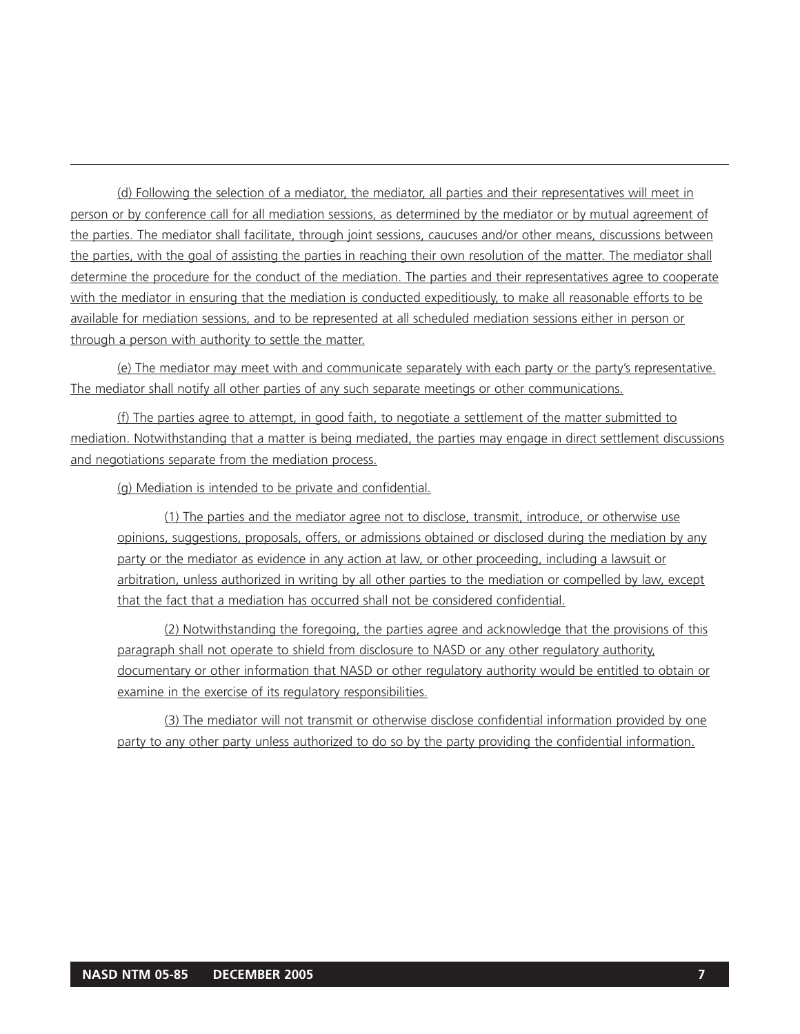(d) Following the selection of a mediator, the mediator, all parties and their representatives will meet in person or by conference call for all mediation sessions, as determined by the mediator or by mutual agreement of the parties. The mediator shall facilitate, through joint sessions, caucuses and/or other means, discussions between the parties, with the goal of assisting the parties in reaching their own resolution of the matter. The mediator shall determine the procedure for the conduct of the mediation. The parties and their representatives agree to cooperate with the mediator in ensuring that the mediation is conducted expeditiously, to make all reasonable efforts to be available for mediation sessions, and to be represented at all scheduled mediation sessions either in person or through a person with authority to settle the matter.

(e) The mediator may meet with and communicate separately with each party or the party's representative. The mediator shall notify all other parties of any such separate meetings or other communications.

(f) The parties agree to attempt, in good faith, to negotiate a settlement of the matter submitted to mediation. Notwithstanding that a matter is being mediated, the parties may engage in direct settlement discussions and negotiations separate from the mediation process.

(g) Mediation is intended to be private and confidential.

(1) The parties and the mediator agree not to disclose, transmit, introduce, or otherwise use opinions, suggestions, proposals, offers, or admissions obtained or disclosed during the mediation by any party or the mediator as evidence in any action at law, or other proceeding, including a lawsuit or arbitration, unless authorized in writing by all other parties to the mediation or compelled by law, except that the fact that a mediation has occurred shall not be considered confidential.

(2) Notwithstanding the foregoing, the parties agree and acknowledge that the provisions of this paragraph shall not operate to shield from disclosure to NASD or any other regulatory authority, documentary or other information that NASD or other regulatory authority would be entitled to obtain or examine in the exercise of its regulatory responsibilities.

(3) The mediator will not transmit or otherwise disclose confidential information provided by one party to any other party unless authorized to do so by the party providing the confidential information.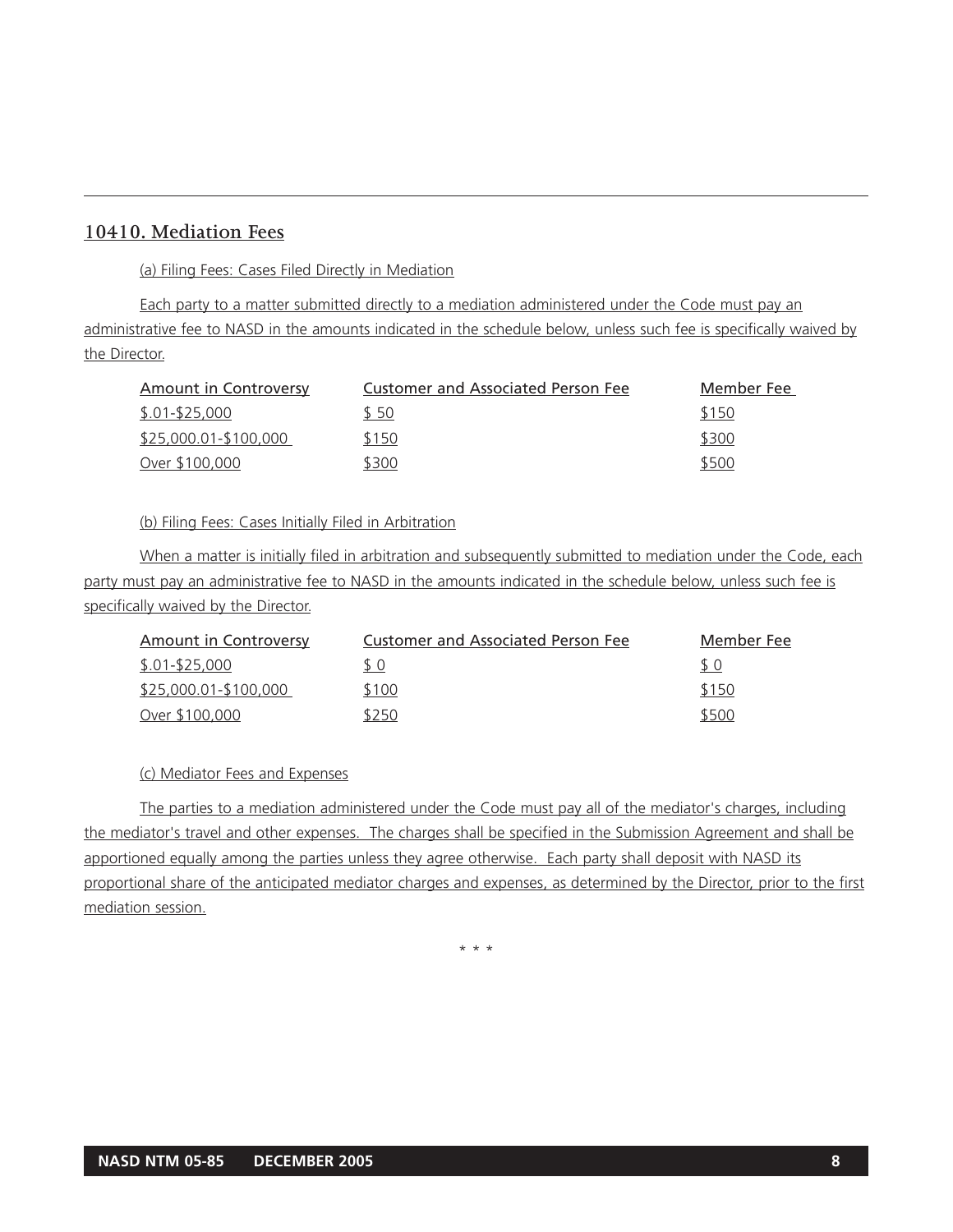## 10410. Mediation Fees

(a) Filing Fees: Cases Filed Directly in Mediation

Each party to a matter submitted directly to a mediation administered under the Code must pay an administrative fee to NASD in the amounts indicated in the schedule below, unless such fee is specifically waived by the Director.

| Amount in Controversy | Customer and Associated Person Fee | Member Fee |
|---|---|---|
| $.01-$25,000 | $ 50 | $150 |
| $25,000.01-$100,000 | $150 | $300 |
| Over $100,000 | $300 | $500 |

(b) Filing Fees: Cases Initially Filed in Arbitration

When a matter is initially filed in arbitration and subsequently submitted to mediation under the Code, each party must pay an administrative fee to NASD in the amounts indicated in the schedule below, unless such fee is specifically waived by the Director.

| Amount in Controversy | Customer and Associated Person Fee | Member Fee |
|---|---|---|
| $.01-$25,000 | $ 0 | $ 0 |
| $25,000.01-$100,000 | $100 | $150 |
| Over $100,000 | $250 | $500 |

(c) Mediator Fees and Expenses

The parties to a mediation administered under the Code must pay all of the mediator's charges, including the mediator's travel and other expenses. The charges shall be specified in the Submission Agreement and shall be apportioned equally among the parties unless they agree otherwise. Each party shall deposit with NASD its proportional share of the anticipated mediator charges and expenses, as determined by the Director, prior to the first mediation session.

\* \* \*